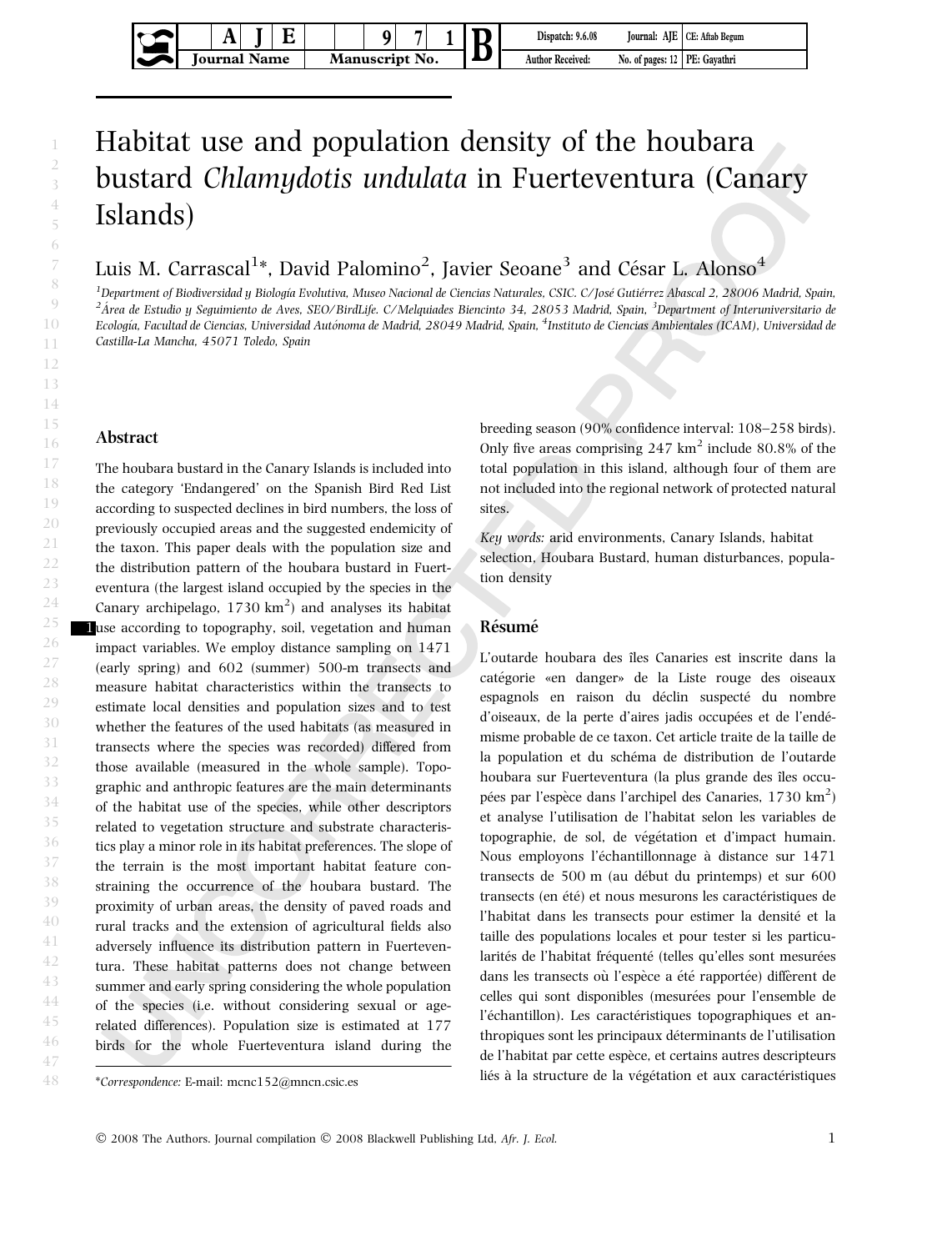# Habitat use and population density of the houbara bustard *Chlamydotis undulata* in Fuerteventura (Canary Islands)

Luis M. Carrascal[1]*, David Palomino[2], Javier Seoane[3] and César L. Alonso[4]

[1]*Department of Biodiversidad y Biología Evolutiva, Museo Nacional de Ciencias Naturales, CSIC. C/José Gutiérrez Abascal 2, 28006 Madrid, Spain,* [2]*Área de Estudio y Seguimiento de Aves, SEO/BirdLife. C/Melquiades Biencinto 34, 28053 Madrid, Spain,* [3]*Department of Interuniversitario de Ecología, Facultad de Ciencias, Universidad Autónoma de Madrid, 28049 Madrid, Spain,* [4]*Instituto de Ciencias Ambientales (ICAM), Universidad de Castilla-La Mancha, 45071 Toledo, Spain*

## Abstract

The houbara bustard in the Canary Islands is included into the category 'Endangered' on the Spanish Bird Red List according to suspected declines in bird numbers, the loss of previously occupied areas and the suggested endemicity of the taxon. This paper deals with the population size and the distribution pattern of the houbara bustard in Fuerteventura (the largest island occupied by the species in the Canary archipelago, 1730 km$^2$) and analyses its habitat use according to topography, soil, vegetation and human impact variables. We employ distance sampling on 1471 (early spring) and 602 (summer) 500-m transects and measure habitat characteristics within the transects to estimate local densities and population sizes and to test whether the features of the used habitats (as measured in transects where the species was recorded) differed from those available (measured in the whole sample). Topographic and anthropic features are the main determinants of the habitat use of the species, while other descriptors related to vegetation structure and substrate characteristics play a minor role in its habitat preferences. The slope of the terrain is the most important habitat feature constraining the occurrence of the houbara bustard. The proximity of urban areas, the density of paved roads and rural tracks and the extension of agricultural fields also adversely influence its distribution pattern in Fuerteventura. These habitat patterns does not change between summer and early spring considering the whole population of the species (i.e. without considering sexual or age-related differences). Population size is estimated at 177 birds for the whole Fuerteventura island during the breeding season (90% confidence interval: 108–258 birds). Only five areas comprising 247 km$^2$ include 80.8% of the total population in this island, although four of them are not included into the regional network of protected natural sites.

*Key words:* arid environments, Canary Islands, habitat selection, Houbara Bustard, human disturbances, population density

## Résumé

L'outarde houbara des îles Canaries est inscrite dans la catégorie «en danger» de la Liste rouge des oiseaux espagnols en raison du déclin suspecté du nombre d'oiseaux, de la perte d'aires jadis occupées et de l'endémisme probable de ce taxon. Cet article traite de la taille de la population et du schéma de distribution de l'outarde houbara sur Fuerteventura (la plus grande des îles occupées par l'espèce dans l'archipel des Canaries, 1730 km$^2$) et analyse l'utilisation de l'habitat selon les variables de topographie, de sol, de végétation et d'impact humain. Nous employons l'échantillonnage à distance sur 1471 transects de 500 m (au début du printemps) et sur 600 transects (en été) et nous mesurons les caractéristiques de l'habitat dans les transects pour estimer la densité et la taille des populations locales et pour tester si les particularités de l'habitat fréquenté (telles qu'elles sont mesurées dans les transects où l'espèce a été rapportée) diffèrent de celles qui sont disponibles (mesurées pour l'ensemble de l'échantillon). Les caractéristiques topographiques et anthropiques sont les principaux déterminants de l'utilisation de l'habitat par cette espèce, et certains autres descripteurs liés à la structure de la végétation et aux caractéristiques

*Correspondence: E-mail: mcnc152@mncn.csic.es*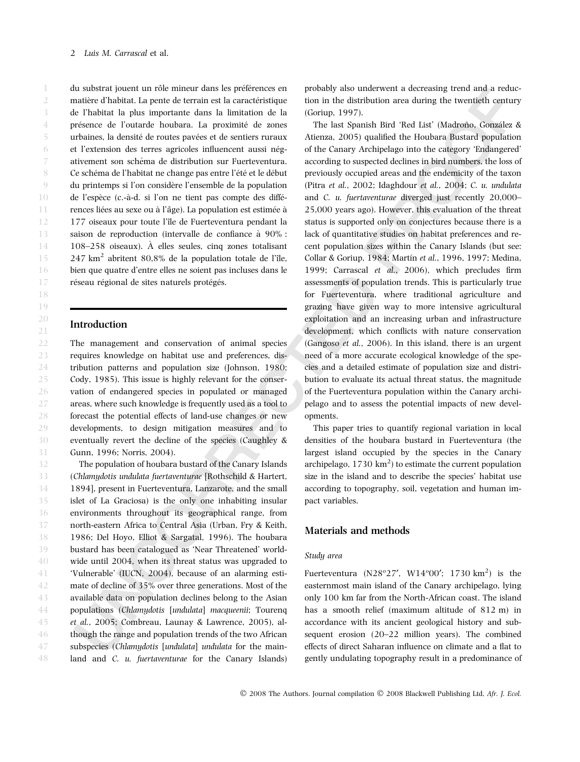du substrat jouent un rôle mineur dans les préférences en matière d'habitat. La pente de terrain est la caractéristique de l'habitat la plus importante dans la limitation de la présence de l'outarde houbara. La proximité de zones urbaines, la densité de routes pavées et de sentiers ruraux et l'extension des terres agricoles influencent aussi négativement son schéma de distribution sur Fuerteventura. Ce schéma de l'habitat ne change pas entre l'été et le début du printemps si l'on considère l'ensemble de la population de l'espèce (c.-à-d. si l'on ne tient pas compte des différences liées au sexe ou à l'âge). La population est estimée à 177 oiseaux pour toute l'île de Fuerteventura pendant la saison de reproduction (intervalle de confiance à 90% : 108–258 oiseaux). À elles seules, cinq zones totalisant 247 $km^2$ abritent 80,8% de la population totale de l'île, bien que quatre d'entre elles ne soient pas incluses dans le réseau régional de sites naturels protégés.

## Introduction

The management and conservation of animal species requires knowledge on habitat use and preferences, distribution patterns and population size (Johnson, 1980; Cody, 1985). This issue is highly relevant for the conservation of endangered species in populated or managed areas, where such knowledge is frequently used as a tool to forecast the potential effects of land-use changes or new developments, to design mitigation measures and to eventually revert the decline of the species (Caughley & Gunn, 1996; Norris, 2004).

The population of houbara bustard of the Canary Islands (*Chlamydotis undulata fuertaventurae* [Rothschild & Hartert, 1894], present in Fuerteventura, Lanzarote, and the small islet of La Graciosa) is the only one inhabiting insular environments throughout its geographical range, from north-eastern Africa to Central Asia (Urban, Fry & Keith, 1986; Del Hoyo, Elliot & Sargatal, 1996). The houbara bustard has been catalogued as 'Near Threatened' worldwide until 2004, when its threat status was upgraded to 'Vulnerable' (IUCN, 2004), because of an alarming estimate of decline of 35% over three generations. Most of the available data on population declines belong to the Asian populations (*Chlamydotis* [*undulata*] *macqueenii*; Tourenq *et al.*, 2005; Combreau, Launay & Lawrence, 2005), although the range and population trends of the two African subspecies (*Chlamydotis* [*undulata*] *undulata* for the mainland and *C. u. fuertaventurae* for the Canary Islands) probably also underwent a decreasing trend and a reduction in the distribution area during the twentieth century (Goriup, 1997).

The last Spanish Bird 'Red List' (Madroño, González & Atienza, 2005) qualified the Houbara Bustard population of the Canary Archipelago into the category 'Endangered' according to suspected declines in bird numbers, the loss of previously occupied areas and the endemicity of the taxon (Pitra *et al.*, 2002; Idaghdour *et al.*, 2004; *C. u. undulata* and *C. u. fuertaventurae* diverged just recently 20,000–25,000 years ago). However, this evaluation of the threat status is supported only on conjectures because there is a lack of quantitative studies on habitat preferences and recent population sizes within the Canary Islands (but see: Collar & Goriup, 1984; Martín *et al.*, 1996, 1997; Medina, 1999; Carrascal *et al.*, 2006), which precludes firm assessments of population trends. This is particularly true for Fuerteventura, where traditional agriculture and grazing have given way to more intensive agricultural exploitation and an increasing urban and infrastructure development, which conflicts with nature conservation (Gangoso *et al.*, 2006). In this island, there is an urgent need of a more accurate ecological knowledge of the species and a detailed estimate of population size and distribution to evaluate its actual threat status, the magnitude of the Fuerteventura population within the Canary archipelago and to assess the potential impacts of new developments.

This paper tries to quantify regional variation in local densities of the houbara bustard in Fuerteventura (the largest island occupied by the species in the Canary archipelago, 1730 $km^2$) to estimate the current population size in the island and to describe the species' habitat use according to topography, soil, vegetation and human impact variables.

## Materials and methods

### *Study area*

Fuerteventura (N28°27′, W14°00′; 1730 $km^2$) is the easternmost main island of the Canary archipelago, lying only 100 km far from the North-African coast. The island has a smooth relief (maximum altitude of 812 m) in accordance with its ancient geological history and subsequent erosion (20–22 million years). The combined effects of direct Saharan influence on climate and a flat to gently undulating topography result in a predominance of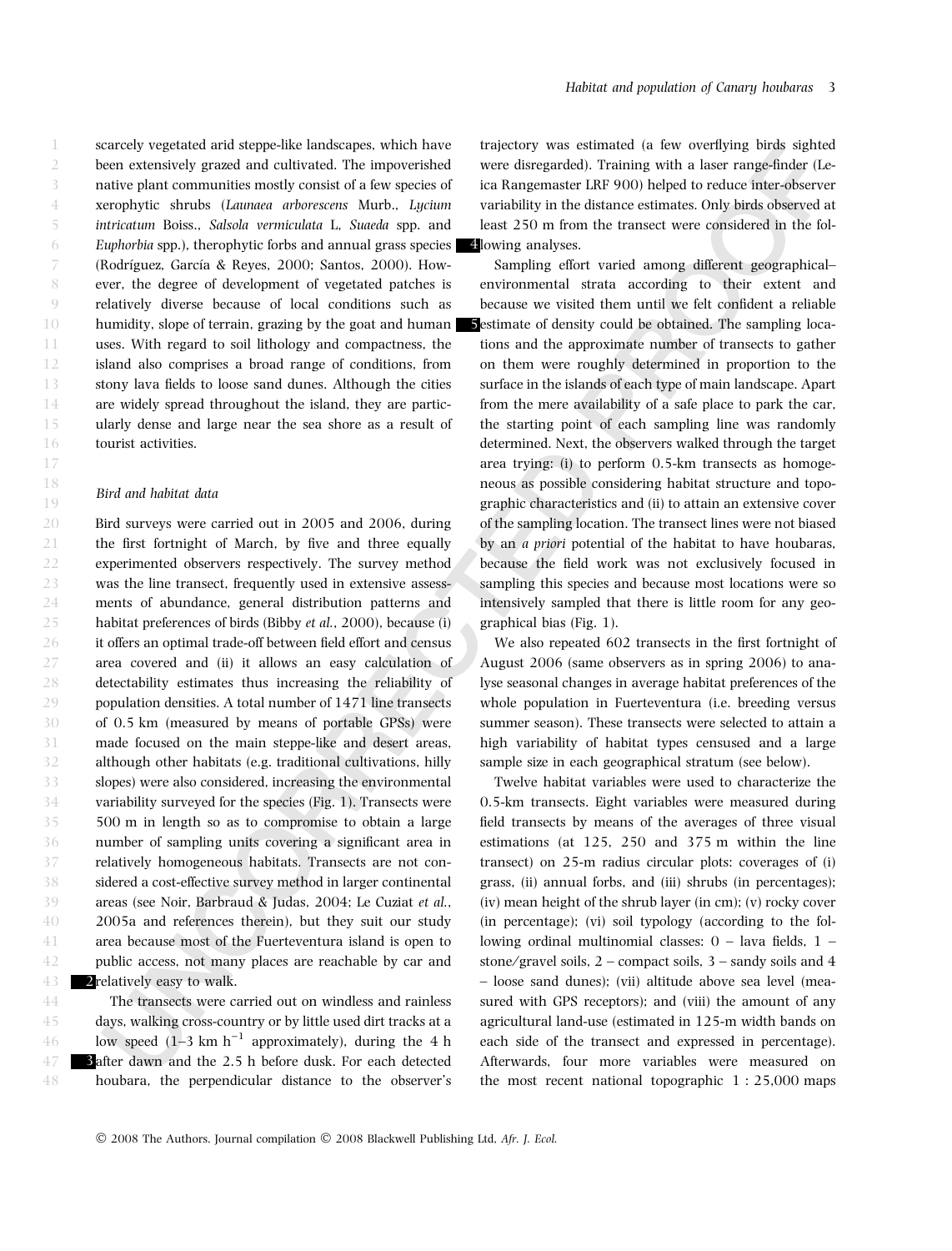scarcely vegetated arid steppe-like landscapes, which have been extensively grazed and cultivated. The impoverished native plant communities mostly consist of a few species of xerophytic shrubs (*Launaea arborescens* Murb., *Lycium intricatum* Boiss., *Salsola vermiculata* L, *Suaeda* spp. and *Euphorbia* spp.), therophytic forbs and annual grass species (Rodríguez, García & Reyes, 2000; Santos, 2000). However, the degree of development of vegetated patches is relatively diverse because of local conditions such as humidity, slope of terrain, grazing by the goat and human uses. With regard to soil lithology and compactness, the island also comprises a broad range of conditions, from stony lava fields to loose sand dunes. Although the cities are widely spread throughout the island, they are particularly dense and large near the sea shore as a result of tourist activities.

### *Bird and habitat data*

Bird surveys were carried out in 2005 and 2006, during the first fortnight of March, by five and three equally experimented observers respectively. The survey method was the line transect, frequently used in extensive assessments of abundance, general distribution patterns and habitat preferences of birds (Bibby *et al.*, 2000), because (i) it offers an optimal trade-off between field effort and census area covered and (ii) it allows an easy calculation of detectability estimates thus increasing the reliability of population densities. A total number of 1471 line transects of 0.5 km (measured by means of portable GPSs) were made focused on the main steppe-like and desert areas, although other habitats (e.g. traditional cultivations, hilly slopes) were also considered, increasing the environmental variability surveyed for the species (Fig. 1). Transects were 500 m in length so as to compromise to obtain a large number of sampling units covering a significant area in relatively homogeneous habitats. Transects are not considered a cost-effective survey method in larger continental areas (see Noir, Barbraud & Judas, 2004; Le Cuziat *et al.*, 2005a and references therein), but they suit our study area because most of the Fuerteventura island is open to public access, not many places are reachable by car and relatively easy to walk.

The transects were carried out on windless and rainless days, walking cross-country or by little used dirt tracks at a low speed (1–3 km $h^{-1}$ approximately), during the 4 h after dawn and the 2.5 h before dusk. For each detected houbara, the perpendicular distance to the observer's trajectory was estimated (a few overflying birds sighted were disregarded). Training with a laser range-finder (Leica Rangemaster LRF 900) helped to reduce inter-observer variability in the distance estimates. Only birds observed at least 250 m from the transect were considered in the following analyses.

Sampling effort varied among different geographical–environmental strata according to their extent and because we visited them until we felt confident a reliable estimate of density could be obtained. The sampling locations and the approximate number of transects to gather on them were roughly determined in proportion to the surface in the islands of each type of main landscape. Apart from the mere availability of a safe place to park the car, the starting point of each sampling line was randomly determined. Next, the observers walked through the target area trying: (i) to perform 0.5-km transects as homogeneous as possible considering habitat structure and topographic characteristics and (ii) to attain an extensive cover of the sampling location. The transect lines were not biased by an *a priori* potential of the habitat to have houbaras, because the field work was not exclusively focused in sampling this species and because most locations were so intensively sampled that there is little room for any geographical bias (Fig. 1).

We also repeated 602 transects in the first fortnight of August 2006 (same observers as in spring 2006) to analyse seasonal changes in average habitat preferences of the whole population in Fuerteventura (i.e. breeding versus summer season). These transects were selected to attain a high variability of habitat types censused and a large sample size in each geographical stratum (see below).

Twelve habitat variables were used to characterize the 0.5-km transects. Eight variables were measured during field transects by means of the averages of three visual estimations (at 125, 250 and 375 m within the line transect) on 25-m radius circular plots: coverages of (i) grass, (ii) annual forbs, and (iii) shrubs (in percentages); (iv) mean height of the shrub layer (in cm); (v) rocky cover (in percentage); (vi) soil typology (according to the following ordinal multinomial classes: 0 – lava fields, 1 – stone/gravel soils, 2 – compact soils, 3 – sandy soils and 4 – loose sand dunes); (vii) altitude above sea level (measured with GPS receptors); and (viii) the amount of any agricultural land-use (estimated in 125-m width bands on each side of the transect and expressed in percentage). Afterwards, four more variables were measured on the most recent national topographic 1 : 25,000 maps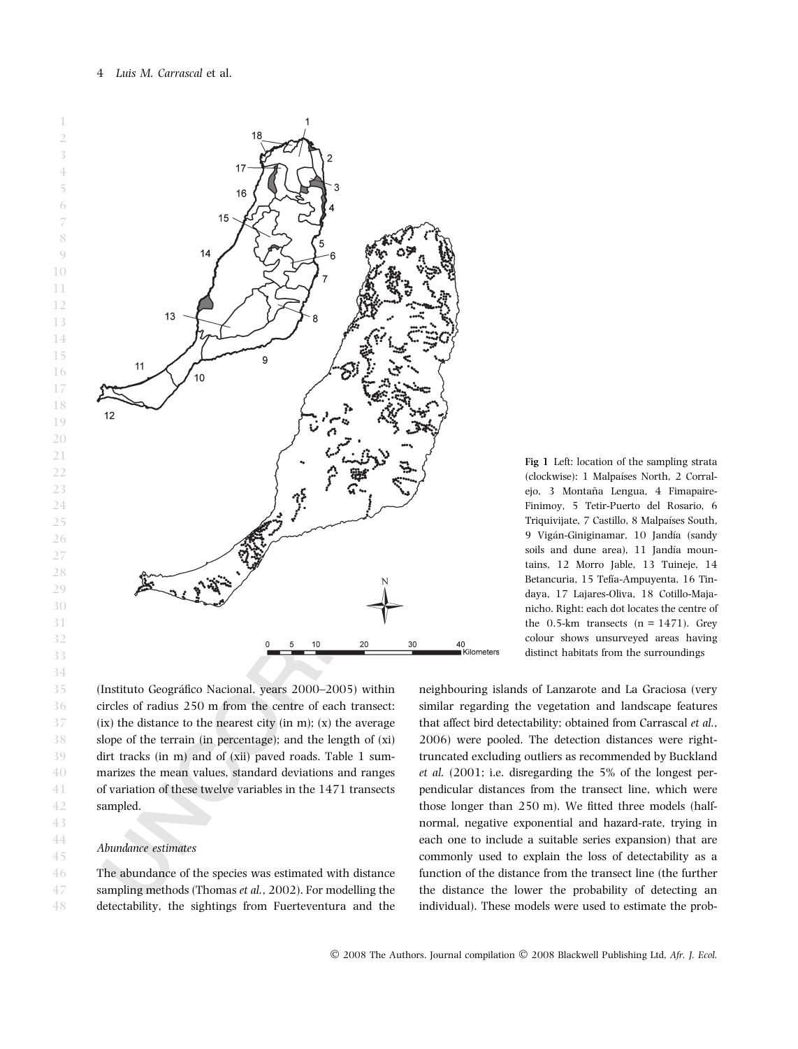Fig 1 Left: location of the sampling strata (clockwise): 1 Malpaíses North, 2 Corralejo, 3 Montaña Lengua, 4 Fimapaire-Finimoy, 5 Tetir-Puerto del Rosario, 6 Triquivijate, 7 Castillo, 8 Malpaíses South, 9 Vigán-Giniginamar, 10 Jandía (sandy soils and dune area), 11 Jandía mountains, 12 Morro Jable, 13 Tuineje, 14 Betancuria, 15 Tefía-Ampuyenta, 16 Tindaya, 17 Lajares-Oliva, 18 Cotillo-Majanicho. Right: each dot locates the centre of the 0.5-km transects (n = 1471). Grey colour shows unsurveyed areas having distinct habitats from the surroundings

(Instituto Geográfico Nacional, years 2000–2005) within circles of radius 250 m from the centre of each transect: (ix) the distance to the nearest city (in m); (x) the average slope of the terrain (in percentage); and the length of (xi) dirt tracks (in m) and of (xii) paved roads. Table 1 summarizes the mean values, standard deviations and ranges of variation of these twelve variables in the 1471 transects sampled.

### Abundance estimates

The abundance of the species was estimated with distance sampling methods (Thomas *et al.*, 2002). For modelling the detectability, the sightings from Fuerteventura and the neighbouring islands of Lanzarote and La Graciosa (very similar regarding the vegetation and landscape features that affect bird detectability; obtained from Carrascal *et al.*, 2006) were pooled. The detection distances were right-truncated excluding outliers as recommended by Buckland *et al.* (2001; i.e. disregarding the 5% of the longest perpendicular distances from the transect line, which were those longer than 250 m). We fitted three models (half-normal, negative exponential and hazard-rate, trying in each one to include a suitable series expansion) that are commonly used to explain the loss of detectability as a function of the distance from the transect line (the further the distance the lower the probability of detecting an individual). These models were used to estimate the prob-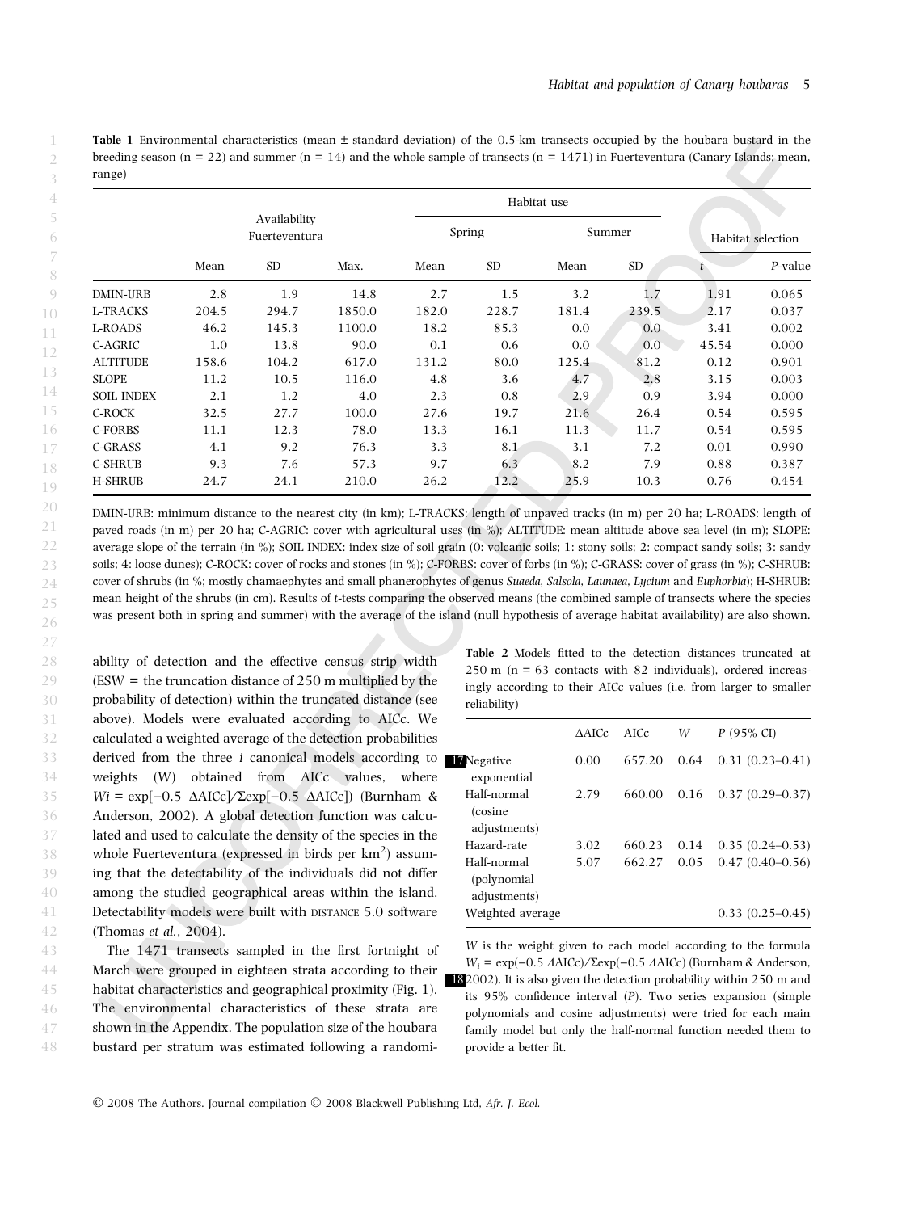**Table 1** Environmental characteristics (mean ± standard deviation) of the 0.5-km transects occupied by the houbara bustard in the breeding season (n = 22) and summer (n = 14) and the whole sample of transects (n = 1471) in Fuerteventura (Canary Islands; mean, range)

| | Availability Fuerteventura | | | Habitat use | | | | Habitat selection | |
|---|---|---|---|---|---|---|---|---|---|
| | | | | Spring | | Summer | | | |
| | Mean | SD | Max. | Mean | SD | Mean | SD | *t* | *P*-value |
| DMIN-URB | 2.8 | 1.9 | 14.8 | 2.7 | 1.5 | 3.2 | 1.7 | 1.91 | 0.065 |
| L-TRACKS | 204.5 | 294.7 | 1850.0 | 182.0 | 228.7 | 181.4 | 239.5 | 2.17 | 0.037 |
| L-ROADS | 46.2 | 145.3 | 1100.0 | 18.2 | 85.3 | 0.0 | 0.0 | 3.41 | 0.002 |
| C-AGRIC | 1.0 | 13.8 | 90.0 | 0.1 | 0.6 | 0.0 | 0.0 | 45.54 | 0.000 |
| ALTITUDE | 158.6 | 104.2 | 617.0 | 131.2 | 80.0 | 125.4 | 81.2 | 0.12 | 0.901 |
| SLOPE | 11.2 | 10.5 | 116.0 | 4.8 | 3.6 | 4.7 | 2.8 | 3.15 | 0.003 |
| SOIL INDEX | 2.1 | 1.2 | 4.0 | 2.3 | 0.8 | 2.9 | 0.9 | 3.94 | 0.000 |
| C-ROCK | 32.5 | 27.7 | 100.0 | 27.6 | 19.7 | 21.6 | 26.4 | 0.54 | 0.595 |
| C-FORBS | 11.1 | 12.3 | 78.0 | 13.3 | 16.1 | 11.3 | 11.7 | 0.54 | 0.595 |
| C-GRASS | 4.1 | 9.2 | 76.3 | 3.3 | 8.1 | 3.1 | 7.2 | 0.01 | 0.990 |
| C-SHRUB | 9.3 | 7.6 | 57.3 | 9.7 | 6.3 | 8.2 | 7.9 | 0.88 | 0.387 |
| H-SHRUB | 24.7 | 24.1 | 210.0 | 26.2 | 12.2 | 25.9 | 10.3 | 0.76 | 0.454 |

DMIN-URB: minimum distance to the nearest city (in km); L-TRACKS: length of unpaved tracks (in m) per 20 ha; L-ROADS: length of paved roads (in m) per 20 ha; C-AGRIC: cover with agricultural uses (in %); ALTITUDE: mean altitude above sea level (in m); SLOPE: average slope of the terrain (in %); SOIL INDEX: index size of soil grain (0: volcanic soils; 1: stony soils; 2: compact sandy soils; 3: sandy soils; 4: loose dunes); C-ROCK: cover of rocks and stones (in %); C-FORBS: cover of forbs (in %); C-GRASS: cover of grass (in %); C-SHRUB: cover of shrubs (in %; mostly chamaephytes and small phanerophytes of genus *Suaeda*, *Salsola*, *Launaea*, *Lycium* and *Euphorbia*); H-SHRUB: mean height of the shrubs (in cm). Results of *t*-tests comparing the observed means (the combined sample of transects where the species was present both in spring and summer) with the average of the island (null hypothesis of average habitat availability) are also shown.

ability of detection and the effective census strip width (ESW = the truncation distance of 250 m multiplied by the probability of detection) within the truncated distance (see above). Models were evaluated according to AICc. We calculated a weighted average of the detection probabilities derived from the three *i* canonical models according to weights (W) obtained from AICc values, where $W_i = \exp[-0.5\ \Delta\text{AICc}]/\Sigma\exp[-0.5\ \Delta\text{AICc}]$ (Burnham & Anderson, 2002). A global detection function was calculated and used to calculate the density of the species in the whole Fuerteventura (expressed in birds per km$^2$) assuming that the detectability of the individuals did not differ among the studied geographical areas within the island. Detectability models were built with DISTANCE 5.0 software (Thomas *et al.*, 2004).

The 1471 transects sampled in the first fortnight of March were grouped in eighteen strata according to their habitat characteristics and geographical proximity (Fig. 1). The environmental characteristics of these strata are shown in the Appendix. The population size of the houbara bustard per stratum was estimated following a randomi-

**Table 2** Models fitted to the detection distances truncated at 250 m (n = 63 contacts with 82 individuals), ordered increasingly according to their AICc values (i.e. from larger to smaller reliability)

| | ΔAICc | AICc | *W* | *P* (95% CI) |
|---|---|---|---|---|
| Negative exponential | 0.00 | 657.20 | 0.64 | 0.31 (0.23–0.41) |
| Half-normal (cosine adjustments) | 2.79 | 660.00 | 0.16 | 0.37 (0.29–0.37) |
| Hazard-rate | 3.02 | 660.23 | 0.14 | 0.35 (0.24–0.53) |
| Half-normal (polynomial adjustments) | 5.07 | 662.27 | 0.05 | 0.47 (0.40–0.56) |
| Weighted average | | | | 0.33 (0.25–0.45) |

*W* is the weight given to each model according to the formula $W_i = \exp(-0.5\ \Delta\text{AICc})/\Sigma\exp(-0.5\ \Delta\text{AICc})$ (Burnham & Anderson, 2002). It is also given the detection probability within 250 m and its 95% confidence interval (*P*). Two series expansion (simple polynomials and cosine adjustments) were tried for each main family model but only the half-normal function needed them to provide a better fit.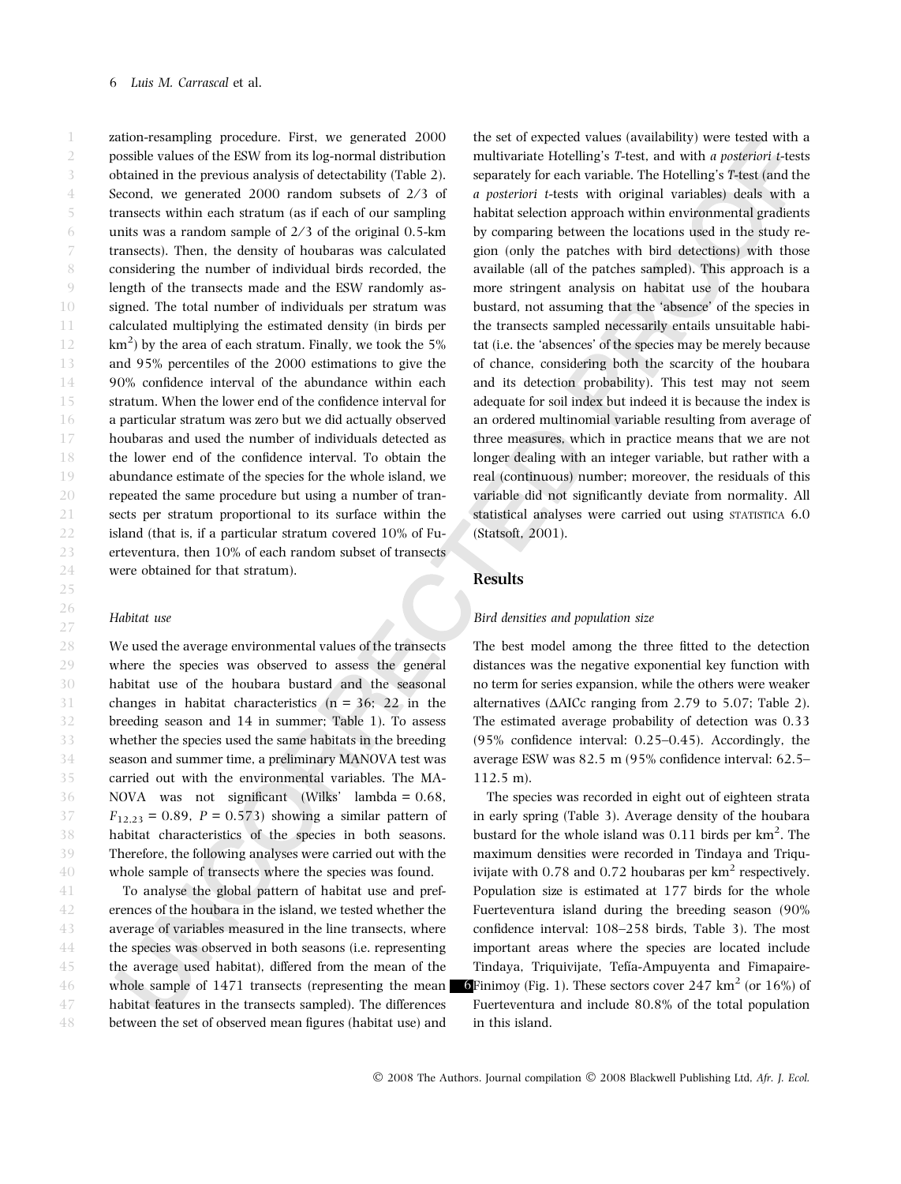zation-resampling procedure. First, we generated 2000 possible values of the ESW from its log-normal distribution obtained in the previous analysis of detectability (Table 2). Second, we generated 2000 random subsets of 2/3 of transects within each stratum (as if each of our sampling units was a random sample of 2/3 of the original 0.5-km transects). Then, the density of houbaras was calculated considering the number of individual birds recorded, the length of the transects made and the ESW randomly assigned. The total number of individuals per stratum was calculated multiplying the estimated density (in birds per $km^2$) by the area of each stratum. Finally, we took the 5% and 95% percentiles of the 2000 estimations to give the 90% confidence interval of the abundance within each stratum. When the lower end of the confidence interval for a particular stratum was zero but we did actually observed houbaras and used the number of individuals detected as the lower end of the confidence interval. To obtain the abundance estimate of the species for the whole island, we repeated the same procedure but using a number of transects per stratum proportional to its surface within the island (that is, if a particular stratum covered 10% of Fuerteventura, then 10% of each random subset of transects were obtained for that stratum).

### *Habitat use*

We used the average environmental values of the transects where the species was observed to assess the general habitat use of the houbara bustard and the seasonal changes in habitat characteristics (n = 36; 22 in the breeding season and 14 in summer; Table 1). To assess whether the species used the same habitats in the breeding season and summer time, a preliminary MANOVA test was carried out with the environmental variables. The MANOVA was not significant (Wilks' lambda = 0.68, $F_{12,23} = 0.89$, $P = 0.573$) showing a similar pattern of habitat characteristics of the species in both seasons. Therefore, the following analyses were carried out with the whole sample of transects where the species was found.

To analyse the global pattern of habitat use and preferences of the houbara in the island, we tested whether the average of variables measured in the line transects, where the species was observed in both seasons (i.e. representing the average used habitat), differed from the mean of the whole sample of 1471 transects (representing the mean habitat features in the transects sampled). The differences between the set of observed mean figures (habitat use) and the set of expected values (availability) were tested with a multivariate Hotelling's *T*-test, and with *a posteriori t*-tests separately for each variable. The Hotelling's *T*-test (and the *a posteriori t*-tests with original variables) deals with a habitat selection approach within environmental gradients by comparing between the locations used in the study region (only the patches with bird detections) with those available (all of the patches sampled). This approach is a more stringent analysis on habitat use of the houbara bustard, not assuming that the 'absence' of the species in the transects sampled necessarily entails unsuitable habitat (i.e. the 'absences' of the species may be merely because of chance, considering both the scarcity of the houbara and its detection probability). This test may not seem adequate for soil index but indeed it is because the index is an ordered multinomial variable resulting from average of three measures, which in practice means that we are not longer dealing with an integer variable, but rather with a real (continuous) number; moreover, the residuals of this variable did not significantly deviate from normality. All statistical analyses were carried out using STATISTICA 6.0 (Statsoft, 2001).

## Results

### *Bird densities and population size*

The best model among the three fitted to the detection distances was the negative exponential key function with no term for series expansion, while the others were weaker alternatives (ΔAICc ranging from 2.79 to 5.07; Table 2). The estimated average probability of detection was 0.33 (95% confidence interval: 0.25–0.45). Accordingly, the average ESW was 82.5 m (95% confidence interval: 62.5–112.5 m).

The species was recorded in eight out of eighteen strata in early spring (Table 3). Average density of the houbara bustard for the whole island was 0.11 birds per $km^2$. The maximum densities were recorded in Tindaya and Triquivijate with 0.78 and 0.72 houbaras per $km^2$ respectively. Population size is estimated at 177 birds for the whole Fuerteventura island during the breeding season (90% confidence interval: 108–258 birds, Table 3). The most important areas where the species are located include Tindaya, Triquivijate, Tefía-Ampuyenta and Fimapaire-Finimoy (Fig. 1). These sectors cover 247 $km^2$ (or 16%) of Fuerteventura and include 80.8% of the total population in this island.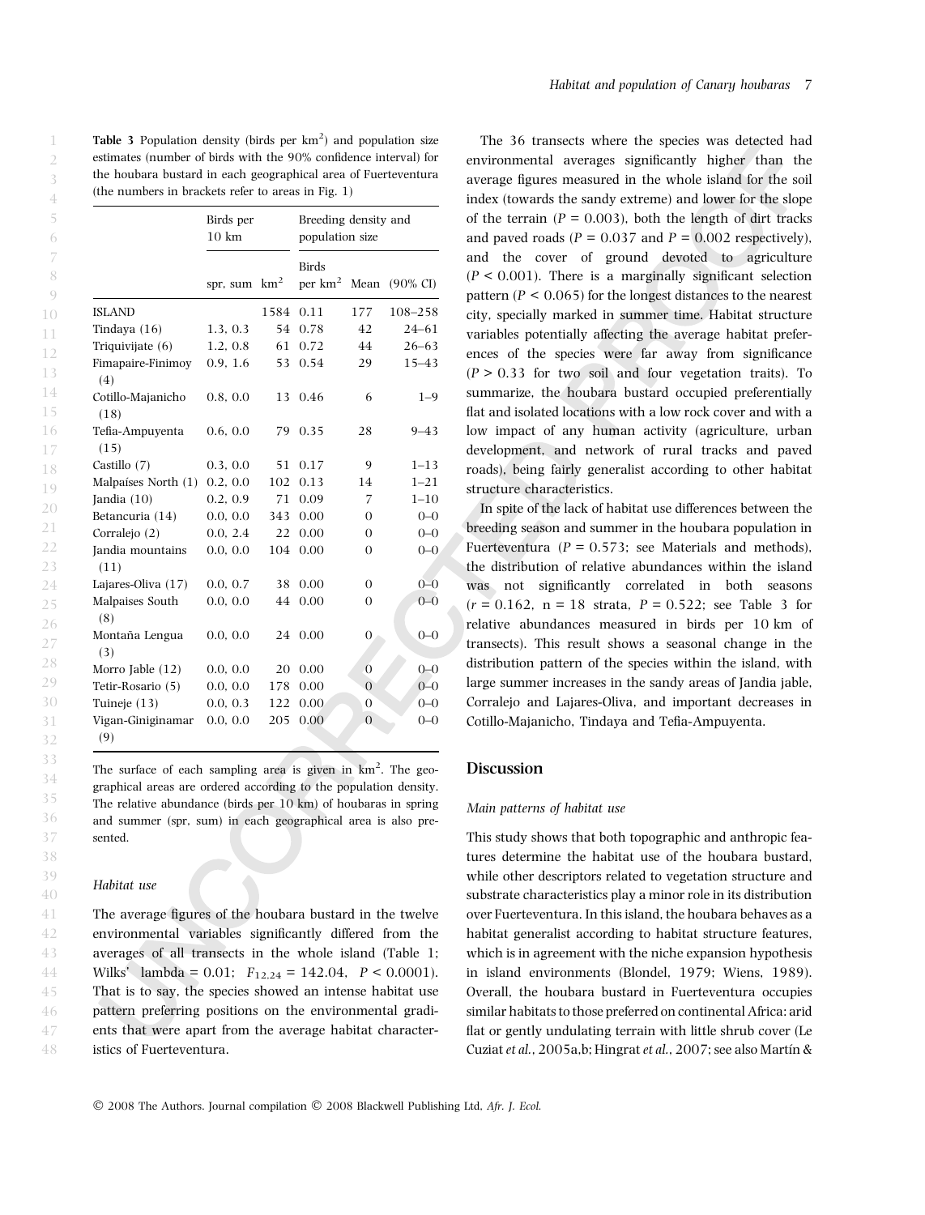**Table 3** Population density (birds per $km^2$) and population size estimates (number of birds with the 90% confidence interval) for the houbara bustard in each geographical area of Fuerteventura (the numbers in brackets refer to areas in Fig. 1)

| | Birds per 10 km | | Breeding density and population size | | |
|---|---|---|---|---|---|
| | spr, sum | $km^2$ | Birds per $km^2$ | Mean | (90% CI) |
| ISLAND | | 1584 | 0.11 | 177 | 108–258 |
| Tindaya (16) | 1.3, 0.3 | 54 | 0.78 | 42 | 24–61 |
| Triquivijate (6) | 1.2, 0.8 | 61 | 0.72 | 44 | 26–63 |
| Fimapaire-Finimoy (4) | 0.9, 1.6 | 53 | 0.54 | 29 | 15–43 |
| Cotillo-Majanicho (18) | 0.8, 0.0 | 13 | 0.46 | 6 | 1–9 |
| Tefia-Ampuyenta (15) | 0.6, 0.0 | 79 | 0.35 | 28 | 9–43 |
| Castillo (7) | 0.3, 0.0 | 51 | 0.17 | 9 | 1–13 |
| Malpaíses North (1) | 0.2, 0.0 | 102 | 0.13 | 14 | 1–21 |
| Jandia (10) | 0.2, 0.9 | 71 | 0.09 | 7 | 1–10 |
| Betancuria (14) | 0.0, 0.0 | 343 | 0.00 | 0 | 0–0 |
| Corralejo (2) | 0.0, 2.4 | 22 | 0.00 | 0 | 0–0 |
| Jandia mountains (11) | 0.0, 0.0 | 104 | 0.00 | 0 | 0–0 |
| Lajares-Oliva (17) | 0.0, 0.7 | 38 | 0.00 | 0 | 0–0 |
| Malpaises South (8) | 0.0, 0.0 | 44 | 0.00 | 0 | 0–0 |
| Montaña Lengua (3) | 0.0, 0.0 | 24 | 0.00 | 0 | 0–0 |
| Morro Jable (12) | 0.0, 0.0 | 20 | 0.00 | 0 | 0–0 |
| Tetir-Rosario (5) | 0.0, 0.0 | 178 | 0.00 | 0 | 0–0 |
| Tuineje (13) | 0.0, 0.3 | 122 | 0.00 | 0 | 0–0 |
| Vigan-Giniginamar (9) | 0.0, 0.0 | 205 | 0.00 | 0 | 0–0 |

The surface of each sampling area is given in $km^2$. The geographical areas are ordered according to the population density. The relative abundance (birds per 10 km) of houbaras in spring and summer (spr, sum) in each geographical area is also presented.

### Habitat use

The average figures of the houbara bustard in the twelve environmental variables significantly differed from the averages of all transects in the whole island (Table 1; Wilks' lambda = 0.01; $F_{12,24} = 142.04$, $P < 0.0001$). That is to say, the species showed an intense habitat use pattern preferring positions on the environmental gradients that were apart from the average habitat characteristics of Fuerteventura.

The 36 transects where the species was detected had environmental averages significantly higher than the average figures measured in the whole island for the soil index (towards the sandy extreme) and lower for the slope of the terrain ($P = 0.003$), both the length of dirt tracks and paved roads ($P = 0.037$ and $P = 0.002$ respectively), and the cover of ground devoted to agriculture ($P < 0.001$). There is a marginally significant selection pattern ($P < 0.065$) for the longest distances to the nearest city, specially marked in summer time. Habitat structure variables potentially affecting the average habitat preferences of the species were far away from significance ($P > 0.33$ for two soil and four vegetation traits). To summarize, the houbara bustard occupied preferentially flat and isolated locations with a low rock cover and with a low impact of any human activity (agriculture, urban development, and network of rural tracks and paved roads), being fairly generalist according to other habitat structure characteristics.

In spite of the lack of habitat use differences between the breeding season and summer in the houbara population in Fuerteventura ($P = 0.573$; see Materials and methods), the distribution of relative abundances within the island was not significantly correlated in both seasons ($r = 0.162$, $n = 18$ strata, $P = 0.522$; see Table 3 for relative abundances measured in birds per 10 km of transects). This result shows a seasonal change in the distribution pattern of the species within the island, with large summer increases in the sandy areas of Jandia jable, Corralejo and Lajares-Oliva, and important decreases in Cotillo-Majanicho, Tindaya and Tefia-Ampuyenta.

## Discussion

### Main patterns of habitat use

This study shows that both topographic and anthropic features determine the habitat use of the houbara bustard, while other descriptors related to vegetation structure and substrate characteristics play a minor role in its distribution over Fuerteventura. In this island, the houbara behaves as a habitat generalist according to habitat structure features, which is in agreement with the niche expansion hypothesis in island environments (Blondel, 1979; Wiens, 1989). Overall, the houbara bustard in Fuerteventura occupies similar habitats to those preferred on continental Africa: arid flat or gently undulating terrain with little shrub cover (Le Cuziat *et al.*, 2005a,b; Hingrat *et al.*, 2007; see also Martín &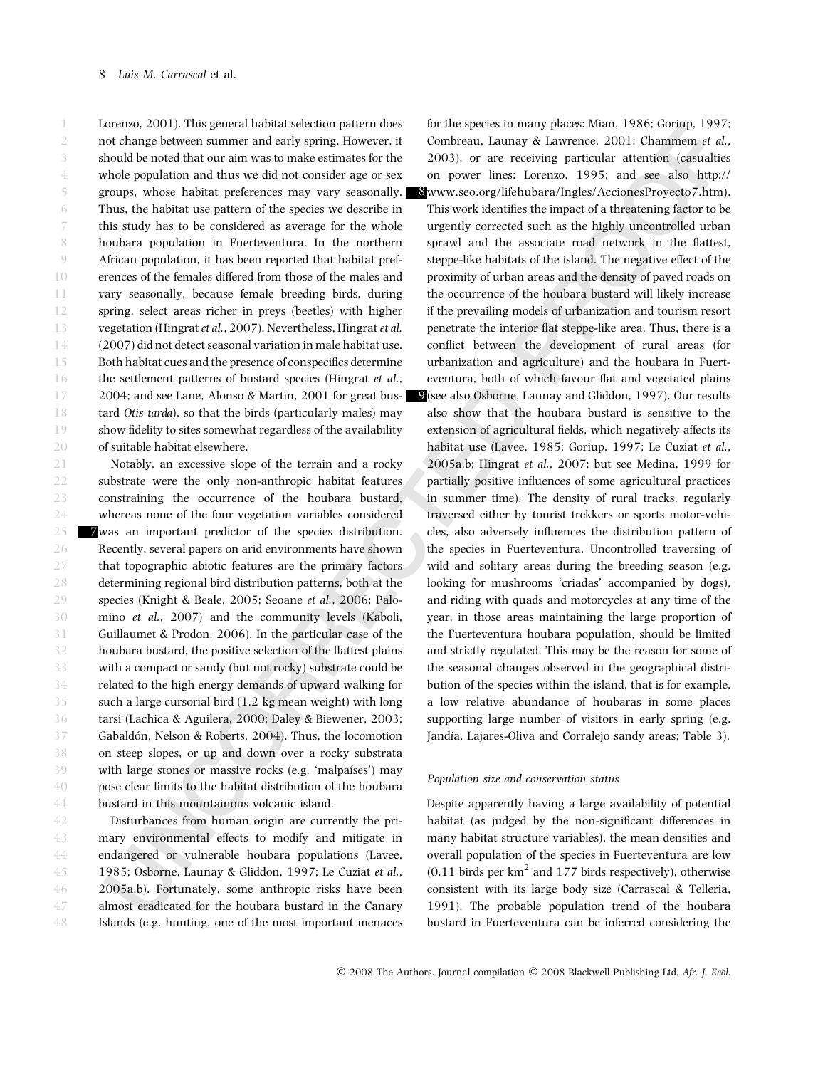Lorenzo, 2001). This general habitat selection pattern does not change between summer and early spring. However, it should be noted that our aim was to make estimates for the whole population and thus we did not consider age or sex groups, whose habitat preferences may vary seasonally. Thus, the habitat use pattern of the species we describe in this study has to be considered as average for the whole houbara population in Fuerteventura. In the northern African population, it has been reported that habitat preferences of the females differed from those of the males and vary seasonally, because female breeding birds, during spring, select areas richer in preys (beetles) with higher vegetation (Hingrat *et al.*, 2007). Nevertheless, Hingrat *et al.* (2007) did not detect seasonal variation in male habitat use. Both habitat cues and the presence of conspecifics determine the settlement patterns of bustard species (Hingrat *et al.*, 2004; and see Lane, Alonso & Martin, 2001 for great bustard *Otis tarda*), so that the birds (particularly males) may show fidelity to sites somewhat regardless of the availability of suitable habitat elsewhere.

Notably, an excessive slope of the terrain and a rocky substrate were the only non-anthropic habitat features constraining the occurrence of the houbara bustard, whereas none of the four vegetation variables considered was an important predictor of the species distribution. Recently, several papers on arid environments have shown that topographic abiotic features are the primary factors determining regional bird distribution patterns, both at the species (Knight & Beale, 2005; Seoane *et al.*, 2006; Palomino *et al.*, 2007) and the community levels (Kaboli, Guillaumet & Prodon, 2006). In the particular case of the houbara bustard, the positive selection of the flattest plains with a compact or sandy (but not rocky) substrate could be related to the high energy demands of upward walking for such a large cursorial bird (1.2 kg mean weight) with long tarsi (Lachica & Aguilera, 2000; Daley & Biewener, 2003; Gabaldón, Nelson & Roberts, 2004). Thus, the locomotion on steep slopes, or up and down over a rocky substrata with large stones or massive rocks (e.g. 'malpaíses') may pose clear limits to the habitat distribution of the houbara bustard in this mountainous volcanic island.

Disturbances from human origin are currently the primary environmental effects to modify and mitigate in endangered or vulnerable houbara populations (Lavee, 1985; Osborne, Launay & Gliddon, 1997; Le Cuziat *et al.*, 2005a,b). Fortunately, some anthropic risks have been almost eradicated for the houbara bustard in the Canary Islands (e.g. hunting, one of the most important menaces for the species in many places: Mian, 1986; Goriup, 1997; Combreau, Launay & Lawrence, 2001; Chammem *et al.*, 2003), or are receiving particular attention (casualties on power lines: Lorenzo, 1995; and see also http://www.seo.org/lifehubara/Ingles/AccionesProyecto7.htm). This work identifies the impact of a threatening factor to be urgently corrected such as the highly uncontrolled urban sprawl and the associate road network in the flattest, steppe-like habitats of the island. The negative effect of the proximity of urban areas and the density of paved roads on the occurrence of the houbara bustard will likely increase if the prevailing models of urbanization and tourism resort penetrate the interior flat steppe-like area. Thus, there is a conflict between the development of rural areas (for urbanization and agriculture) and the houbara in Fuerteventura, both of which favour flat and vegetated plains (see also Osborne, Launay and Gliddon, 1997). Our results also show that the houbara bustard is sensitive to the extension of agricultural fields, which negatively affects its habitat use (Lavee, 1985; Goriup, 1997; Le Cuziat *et al.*, 2005a,b; Hingrat *et al.*, 2007; but see Medina, 1999 for partially positive influences of some agricultural practices in summer time). The density of rural tracks, regularly traversed either by tourist trekkers or sports motor-vehicles, also adversely influences the distribution pattern of the species in Fuerteventura. Uncontrolled traversing of wild and solitary areas during the breeding season (e.g. looking for mushrooms 'criadas' accompanied by dogs), and riding with quads and motorcycles at any time of the year, in those areas maintaining the large proportion of the Fuerteventura houbara population, should be limited and strictly regulated. This may be the reason for some of the seasonal changes observed in the geographical distribution of the species within the island, that is for example, a low relative abundance of houbaras in some places supporting large number of visitors in early spring (e.g. Jandía, Lajares-Oliva and Corralejo sandy areas; Table 3).

### Population size and conservation status

Despite apparently having a large availability of potential habitat (as judged by the non-significant differences in many habitat structure variables), the mean densities and overall population of the species in Fuerteventura are low (0.11 birds per km$^2$ and 177 birds respectively), otherwise consistent with its large body size (Carrascal & Telleria, 1991). The probable population trend of the houbara bustard in Fuerteventura can be inferred considering the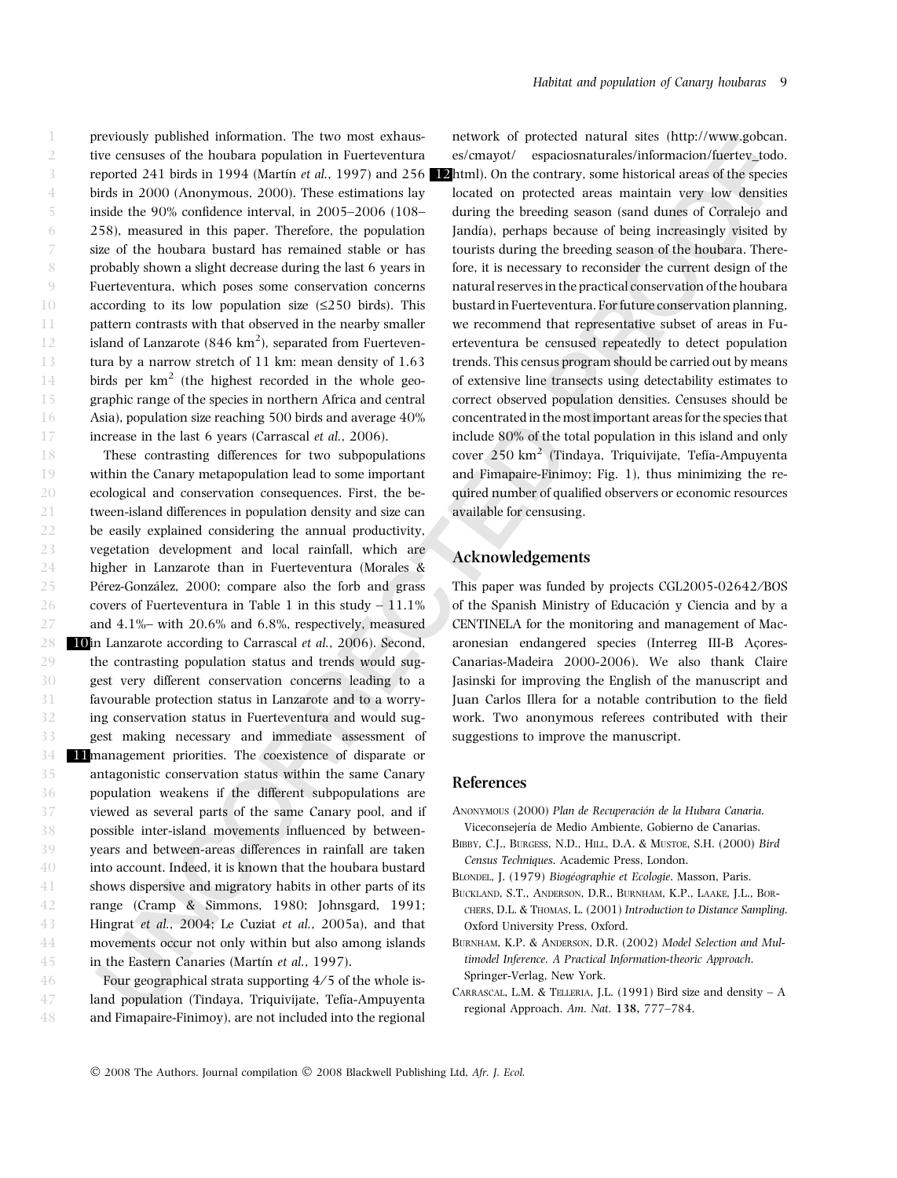previously published information. The two most exhaustive censuses of the houbara population in Fuerteventura reported 241 birds in 1994 (Martín *et al.*, 1997) and 256 birds in 2000 (Anonymous, 2000). These estimations lay inside the 90% confidence interval, in 2005–2006 (108–258), measured in this paper. Therefore, the population size of the houbara bustard has remained stable or has probably shown a slight decrease during the last 6 years in Fuerteventura, which poses some conservation concerns according to its low population size (≤250 birds). This pattern contrasts with that observed in the nearby smaller island of Lanzarote (846 km$^2$), separated from Fuerteventura by a narrow stretch of 11 km: mean density of 1.63 birds per km$^2$ (the highest recorded in the whole geographic range of the species in northern Africa and central Asia), population size reaching 500 birds and average 40% increase in the last 6 years (Carrascal *et al.*, 2006).

These contrasting differences for two subpopulations within the Canary metapopulation lead to some important ecological and conservation consequences. First, the between-island differences in population density and size can be easily explained considering the annual productivity, vegetation development and local rainfall, which are higher in Lanzarote than in Fuerteventura (Morales & Pérez-González, 2000; compare also the forb and grass covers of Fuerteventura in Table 1 in this study – 11.1% and 4.1%– with 20.6% and 6.8%, respectively, measured in Lanzarote according to Carrascal *et al.*, 2006). Second, the contrasting population status and trends would suggest very different conservation concerns leading to a favourable protection status in Lanzarote and to a worrying conservation status in Fuerteventura and would suggest making necessary and immediate assessment of management priorities. The coexistence of disparate or antagonistic conservation status within the same Canary population weakens if the different subpopulations are viewed as several parts of the same Canary pool, and if possible inter-island movements influenced by between-years and between-areas differences in rainfall are taken into account. Indeed, it is known that the houbara bustard shows dispersive and migratory habits in other parts of its range (Cramp & Simmons, 1980; Johnsgard, 1991; Hingrat *et al.*, 2004; Le Cuziat *et al.*, 2005a), and that movements occur not only within but also among islands in the Eastern Canaries (Martín *et al.*, 1997).

Four geographical strata supporting 4/5 of the whole island population (Tindaya, Triquivijate, Tefía-Ampuyenta and Fimapaire-Finimoy), are not included into the regional network of protected natural sites (http://www.gobcan.es/cmayot/ espaciosnaturales/informacion/fuertev_todo.html). On the contrary, some historical areas of the species located on protected areas maintain very low densities during the breeding season (sand dunes of Corralejo and Jandía), perhaps because of being increasingly visited by tourists during the breeding season of the houbara. Therefore, it is necessary to reconsider the current design of the natural reserves in the practical conservation of the houbara bustard in Fuerteventura. For future conservation planning, we recommend that representative subset of areas in Fuerteventura be censused repeatedly to detect population trends. This census program should be carried out by means of extensive line transects using detectability estimates to correct observed population densities. Censuses should be concentrated in the most important areas for the species that include 80% of the total population in this island and only cover 250 km$^2$ (Tindaya, Triquivijate, Tefía-Ampuyenta and Fimapaire-Finimoy; Fig. 1), thus minimizing the required number of qualified observers or economic resources available for censusing.

## Acknowledgements

This paper was funded by projects CGL2005-02642/BOS of the Spanish Ministry of Educación y Ciencia and by a CENTINELA for the monitoring and management of Macaronesian endangered species (Interreg III-B Açores-Canarias-Madeira 2000-2006). We also thank Claire Jasinski for improving the English of the manuscript and Juan Carlos Illera for a notable contribution to the field work. Two anonymous referees contributed with their suggestions to improve the manuscript.

## References

Anonymous (2000) *Plan de Recuperación de la Hubara Canaria*. Viceconsejería de Medio Ambiente, Gobierno de Canarias.

Bibby, C.J., Burgess, N.D., Hill, D.A. & Mustoe, S.H. (2000) *Bird Census Techniques*. Academic Press, London.

Blondel, J. (1979) *Biogéographie et Ecologie*. Masson, Paris.

Buckland, S.T., Anderson, D.R., Burnham, K.P., Laake, J.L., Borchers, D.L. & Thomas, L. (2001) *Introduction to Distance Sampling*. Oxford University Press, Oxford.

Burnham, K.P. & Anderson, D.R. (2002) *Model Selection and Multimodel Inference. A Practical Information-theoric Approach*. Springer-Verlag, New York.

Carrascal, L.M. & Telleria, J.L. (1991) Bird size and density – A regional Approach. *Am. Nat.* **138**, 777–784.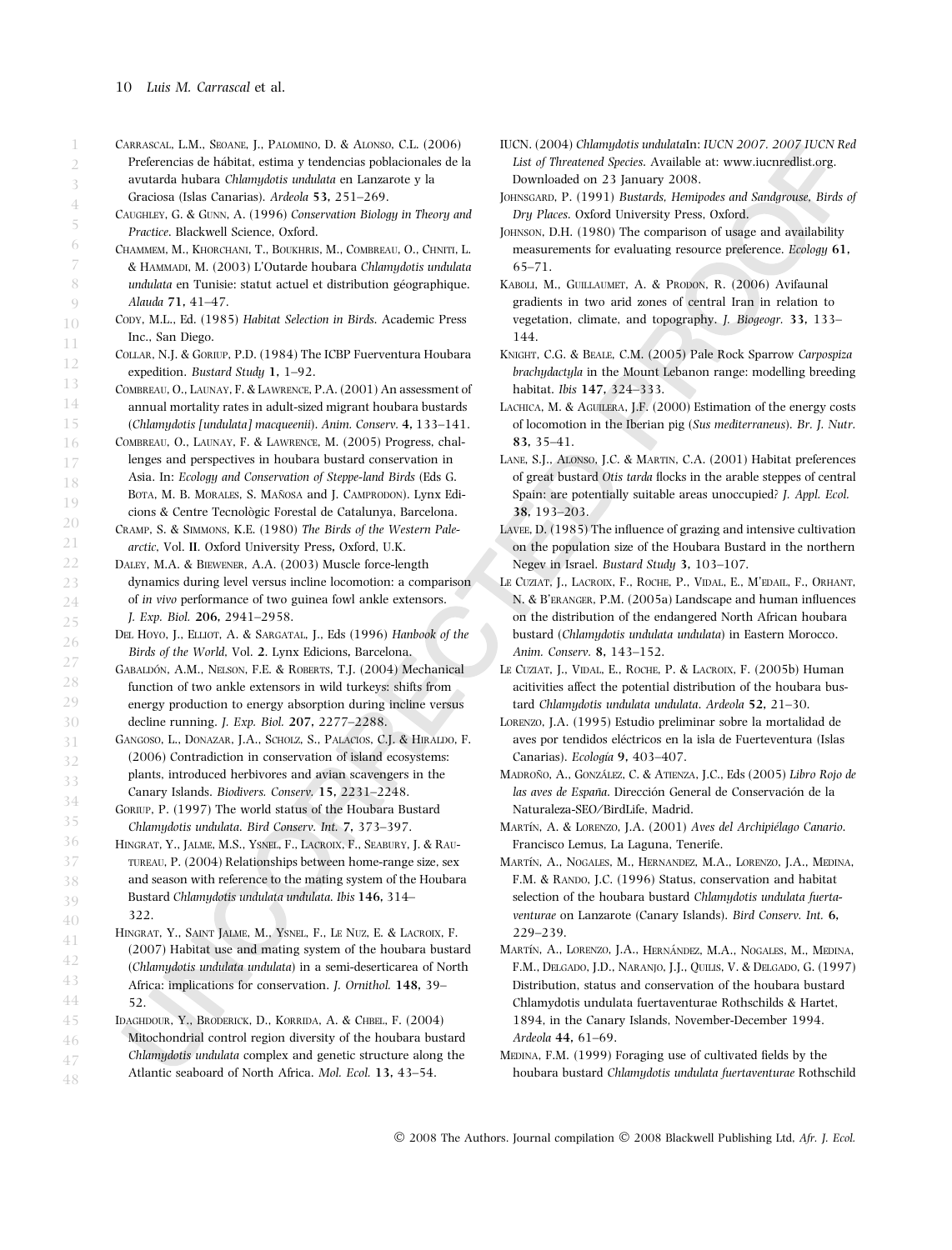Carrascal, L.M., Seoane, J., Palomino, D. & Alonso, C.L. (2006) Preferencias de hábitat, estima y tendencias poblacionales de la avutarda hubara *Chlamydotis undulata* en Lanzarote y la Graciosa (Islas Canarias). *Ardeola* **53,** 251–269.

Caughley, G. & Gunn, A. (1996) *Conservation Biology in Theory and Practice*. Blackwell Science, Oxford.

Chammem, M., Khorchani, T., Boukhris, M., Combreau, O., Chniti, L. & Hammadi, M. (2003) L'Outarde houbara *Chlamydotis undulata undulata* en Tunisie: statut actuel et distribution géographique. *Alauda* **71,** 41–47.

Cody, M.L., Ed. (1985) *Habitat Selection in Birds*. Academic Press Inc., San Diego.

Collar, N.J. & Goriup, P.D. (1984) The ICBP Fuerventura Houbara expedition. *Bustard Study* **1,** 1–92.

Combreau, O., Launay, F. & Lawrence, P.A. (2001) An assessment of annual mortality rates in adult-sized migrant houbara bustards (*Chlamydotis [undulata] macqueenii*). *Anim. Conserv.* **4,** 133–141.

Combreau, O., Launay, F. & Lawrence, M. (2005) Progress, challenges and perspectives in houbara bustard conservation in Asia. In: *Ecology and Conservation of Steppe-land Birds* (Eds G. Bota, M. B. Morales, S. Mañosa and J. Camprodon). Lynx Edicions & Centre Tecnològic Forestal de Catalunya, Barcelona.

Cramp, S. & Simmons, K.E. (1980) *The Birds of the Western Palearctic*, Vol. **II**. Oxford University Press, Oxford, U.K.

Daley, M.A. & Biewener, A.A. (2003) Muscle force-length dynamics during level versus incline locomotion: a comparison of *in vivo* performance of two guinea fowl ankle extensors. *J. Exp. Biol.* **206,** 2941–2958.

Del Hoyo, J., Elliot, A. & Sargatal, J., Eds (1996) *Hanbook of the Birds of the World*, Vol. **2**. Lynx Edicions, Barcelona.

Gabaldón, A.M., Nelson, F.E. & Roberts, T.J. (2004) Mechanical function of two ankle extensors in wild turkeys: shifts from energy production to energy absorption during incline versus decline running. *J. Exp. Biol.* **207,** 2277–2288.

Gangoso, L., Donazar, J.A., Scholz, S., Palacios, C.J. & Hiraldo, F. (2006) Contradiction in conservation of island ecosystems: plants, introduced herbivores and avian scavengers in the Canary Islands. *Biodivers. Conserv.* **15,** 2231–2248.

Goriup, P. (1997) The world status of the Houbara Bustard *Chlamydotis undulata*. *Bird Conserv. Int.* **7,** 373–397.

Hingrat, Y., Jalme, M.S., Ysnel, F., Lacroix, F., Seabury, J. & Rautureau, P. (2004) Relationships between home-range size, sex and season with reference to the mating system of the Houbara Bustard *Chlamydotis undulata undulata*. *Ibis* **146,** 314–322.

Hingrat, Y., Saint Jalme, M., Ysnel, F., Le Nuz, E. & Lacroix, F. (2007) Habitat use and mating system of the houbara bustard (*Chlamydotis undulata undulata*) in a semi-deserticarea of North Africa: implications for conservation. *J. Ornithol.* **148,** 39–52.

Idaghdour, Y., Broderick, D., Korrida, A. & Chbel, F. (2004) Mitochondrial control region diversity of the houbara bustard *Chlamydotis undulata* complex and genetic structure along the Atlantic seaboard of North Africa. *Mol. Ecol.* **13,** 43–54.

IUCN. (2004) *Chlamydotis undulata*In: *IUCN 2007. 2007 IUCN Red List of Threatened Species*. Available at: www.iucnredlist.org. Downloaded on 23 January 2008.

Johnsgard, P. (1991) *Bustards, Hemipodes and Sandgrouse, Birds of Dry Places*. Oxford University Press, Oxford.

Johnson, D.H. (1980) The comparison of usage and availability measurements for evaluating resource preference. *Ecology* **61,** 65–71.

Kaboli, M., Guillaumet, A. & Prodon, R. (2006) Avifaunal gradients in two arid zones of central Iran in relation to vegetation, climate, and topography. *J. Biogeogr.* **33,** 133–144.

Knight, C.G. & Beale, C.M. (2005) Pale Rock Sparrow *Carpospiza brachydactyla* in the Mount Lebanon range: modelling breeding habitat. *Ibis* **147,** 324–333.

Lachica, M. & Aguilera, J.F. (2000) Estimation of the energy costs of locomotion in the Iberian pig (*Sus mediterraneus*). *Br. J. Nutr.* **83,** 35–41.

Lane, S.J., Alonso, J.C. & Martin, C.A. (2001) Habitat preferences of great bustard *Otis tarda* flocks in the arable steppes of central Spain: are potentially suitable areas unoccupied? *J. Appl. Ecol.* **38,** 193–203.

Lavee, D. (1985) The influence of grazing and intensive cultivation on the population size of the Houbara Bustard in the northern Negev in Israel. *Bustard Study* **3,** 103–107.

Le Cuziat, J., Lacroix, F., Roche, P., Vidal, E., M'edail, F., Orhant, N. & B'eranger, P.M. (2005a) Landscape and human influences on the distribution of the endangered North African houbara bustard (*Chlamydotis undulata undulata*) in Eastern Morocco. *Anim. Conserv.* **8,** 143–152.

Le Cuziat, J., Vidal, E., Roche, P. & Lacroix, F. (2005b) Human acitivities affect the potential distribution of the houbara bustard *Chlamydotis undulata undulata*. *Ardeola* **52,** 21–30.

Lorenzo, J.A. (1995) Estudio preliminar sobre la mortalidad de aves por tendidos eléctricos en la isla de Fuerteventura (Islas Canarias). *Ecología* **9,** 403–407.

Madroño, A., González, C. & Atienza, J.C., Eds (2005) *Libro Rojo de las aves de España*. Dirección General de Conservación de la Naturaleza-SEO/BirdLife, Madrid.

Martín, A. & Lorenzo, J.A. (2001) *Aves del Archipiélago Canario*. Francisco Lemus, La Laguna, Tenerife.

Martín, A., Nogales, M., Hernandez, M.A., Lorenzo, J.A., Medina, F.M. & Rando, J.C. (1996) Status, conservation and habitat selection of the houbara bustard *Chlamydotis undulata fuertaventurae* on Lanzarote (Canary Islands). *Bird Conserv. Int.* **6,** 229–239.

Martín, A., Lorenzo, J.A., Hernández, M.A., Nogales, M., Medina, F.M., Delgado, J.D., Naranjo, J.J., Quilis, V. & Delgado, G. (1997) Distribution, status and conservation of the houbara bustard Chlamydotis undulata fuertaventurae Rothschilds & Hartet, 1894, in the Canary Islands, November-December 1994. *Ardeola* **44,** 61–69.

Medina, F.M. (1999) Foraging use of cultivated fields by the houbara bustard *Chlamydotis undulata fuertaventurae* Rothschild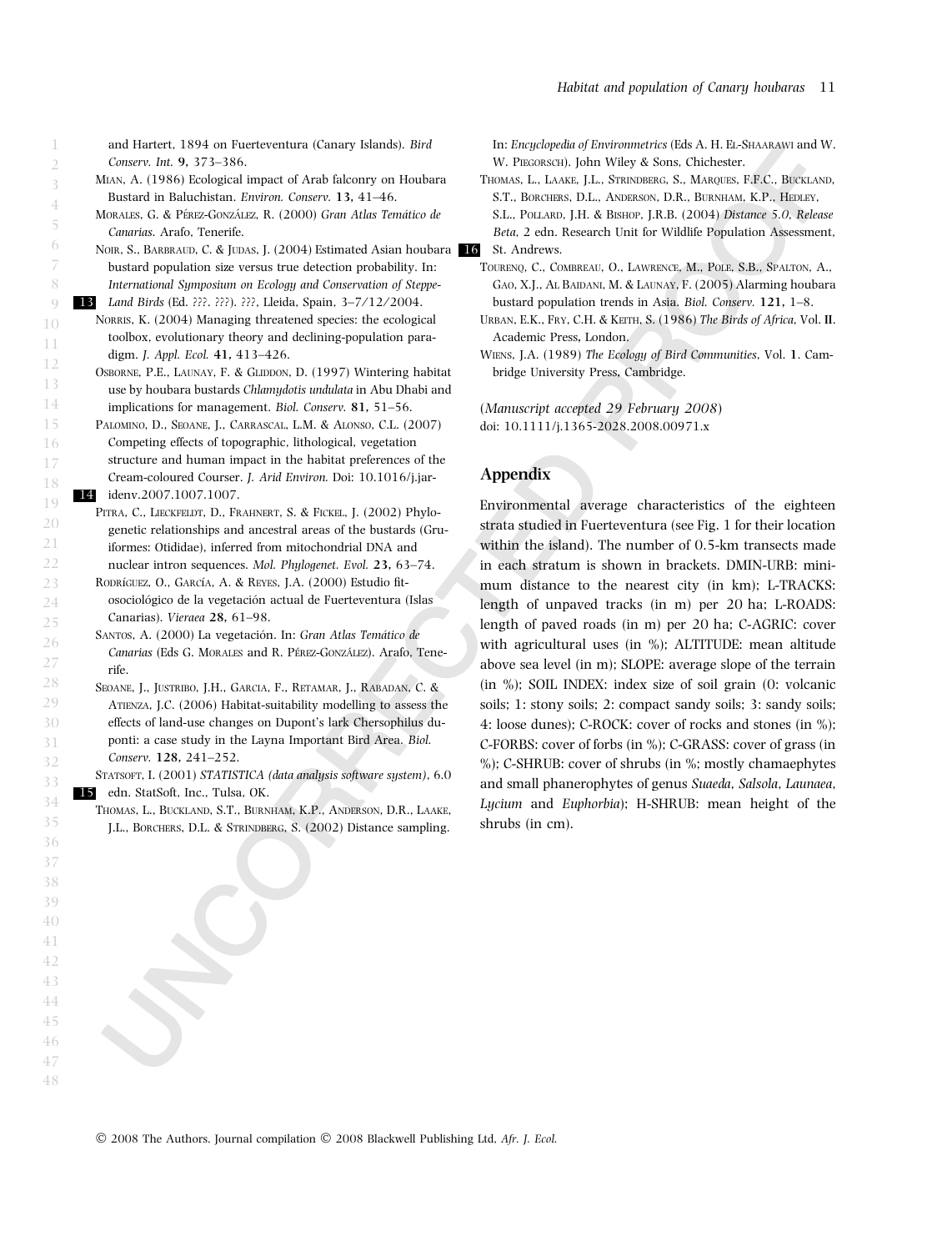and Hartert, 1894 on Fuerteventura (Canary Islands). *Bird Conserv. Int.* **9,** 373–386.

Mian, A. (1986) Ecological impact of Arab falconry on Houbara Bustard in Baluchistan. *Environ. Conserv.* **13,** 41–46.

Morales, G. & Pérez-González, R. (2000) *Gran Atlas Temático de Canarias*. Arafo, Tenerife.

Noir, S., Barbraud, C. & Judas, J. (2004) Estimated Asian houbara bustard population size versus true detection probability. In: *International Symposium on Ecology and Conservation of Steppe-Land Birds* (Ed. ???. ???). ???, Lleida, Spain, 3–7/12/2004.

Norris, K. (2004) Managing threatened species: the ecological toolbox, evolutionary theory and declining-population paradigm. *J. Appl. Ecol.* **41,** 413–426.

Osborne, P.E., Launay, F. & Gliddon, D. (1997) Wintering habitat use by houbara bustards *Chlamydotis undulata* in Abu Dhabi and implications for management. *Biol. Conserv.* **81,** 51–56.

Palomino, D., Seoane, J., Carrascal, L.M. & Alonso, C.L. (2007) Competing effects of topographic, lithological, vegetation structure and human impact in the habitat preferences of the Cream-coloured Courser. *J. Arid Environ.* Doi: 10.1016/j.jaridenv.2007.1007.1007.

Pitra, C., Lieckfeldt, D., Frahnert, S. & Fickel, J. (2002) Phylogenetic relationships and ancestral areas of the bustards (Gruiformes: Otididae), inferred from mitochondrial DNA and nuclear intron sequences. *Mol. Phylogenet. Evol.* **23,** 63–74.

Rodríguez, O., García, A. & Reyes, J.A. (2000) Estudio fitosociológico de la vegetación actual de Fuerteventura (Islas Canarias). *Vieraea* **28,** 61–98.

Santos, A. (2000) La vegetación. In: *Gran Atlas Temático de Canarias* (Eds G. Morales and R. Pérez-González). Arafo, Tenerife.

Seoane, J., Justribo, J.H., Garcia, F., Retamar, J., Rabadan, C. & Atienza, J.C. (2006) Habitat-suitability modelling to assess the effects of land-use changes on Dupont's lark Chersophilus duponti: a case study in the Layna Important Bird Area. *Biol. Conserv.* **128,** 241–252.

Statsoft, I. (2001) *STATISTICA (data analysis software system)*, 6.0 edn. StatSoft, Inc., Tulsa, OK.

Thomas, L., Buckland, S.T., Burnham, K.P., Anderson, D.R., Laake, J.L., Borchers, D.L. & Strindberg, S. (2002) Distance sampling. In: *Encyclopedia of Environmetrics* (Eds A. H. El-Shaarawi and W. W. Piegorsch). John Wiley & Sons, Chichester.

Thomas, L., Laake, J.L., Strindberg, S., Marques, F.F.C., Buckland, S.T., Borchers, D.L., Anderson, D.R., Burnham, K.P., Hedley, S.L., Pollard, J.H. & Bishop, J.R.B. (2004) *Distance 5.0, Release Beta*, 2 edn. Research Unit for Wildlife Population Assessment, St. Andrews.

Tourenq, C., Combreau, O., Lawrence, M., Pole, S.B., Spalton, A., Gao, X.J., Al Baidani, M. & Launay, F. (2005) Alarming houbara bustard population trends in Asia. *Biol. Conserv.* **121,** 1–8.

Urban, E.K., Fry, C.H. & Keith, S. (1986) *The Birds of Africa*, Vol. **II**. Academic Press, London.

Wiens, J.A. (1989) *The Ecology of Bird Communities*, Vol. **1**. Cambridge University Press, Cambridge.

(*Manuscript accepted 29 February 2008*)

doi: 10.1111/j.1365-2028.2008.00971.x

## Appendix

Environmental average characteristics of the eighteen strata studied in Fuerteventura (see Fig. 1 for their location within the island). The number of 0.5-km transects made in each stratum is shown in brackets. DMIN-URB: minimum distance to the nearest city (in km); L-TRACKS: length of unpaved tracks (in m) per 20 ha; L-ROADS: length of paved roads (in m) per 20 ha; C-AGRIC: cover with agricultural uses (in %); ALTITUDE: mean altitude above sea level (in m); SLOPE: average slope of the terrain (in %); SOIL INDEX: index size of soil grain (0: volcanic soils; 1: stony soils; 2: compact sandy soils; 3: sandy soils; 4: loose dunes); C-ROCK: cover of rocks and stones (in %); C-FORBS: cover of forbs (in %); C-GRASS: cover of grass (in %); C-SHRUB: cover of shrubs (in %; mostly chamaephytes and small phanerophytes of genus *Suaeda*, *Salsola*, *Launaea*, *Lycium* and *Euphorbia*); H-SHRUB: mean height of the shrubs (in cm).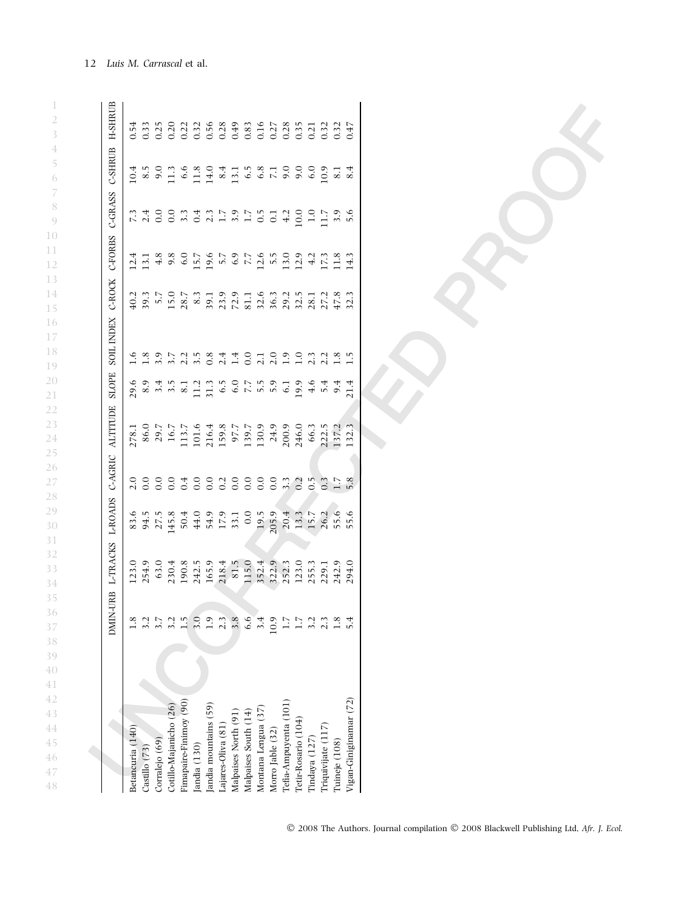| | DMIN-URB | L-TRACKS | L-ROADS | C-AGRIC | ALTITUDE | SLOPE | SOIL INDEX | C-ROCK | C-FORBS | C-GRASS | C-SHRUB | H-SHRUB |
|---|---|---|---|---|---|---|---|---|---|---|---|---|
| Betancuria (140) | 1.8 | 123.0 | 83.6 | 2.0 | 278.1 | 29.6 | 1.6 | 40.2 | 12.4 | 7.3 | 10.4 | 0.54 |
| Castillo (73) | 3.2 | 254.9 | 94.5 | 0.0 | 86.0 | 8.9 | 1.8 | 39.3 | 13.1 | 2.4 | 8.5 | 0.33 |
| Corralejo (69) | 3.7 | 63.0 | 27.5 | 0.0 | 29.7 | 3.4 | 3.9 | 5.7 | 4.8 | 0.0 | 9.0 | 0.25 |
| Cotillo-Majanicho (26) | 3.2 | 230.4 | 145.8 | 0.0 | 16.7 | 3.5 | 3.7 | 15.0 | 9.8 | 0.0 | 11.3 | 0.20 |
| Fimapaire-Finimoy (90) | 1.5 | 190.8 | 50.4 | 0.4 | 113.7 | 8.1 | 2.2 | 28.7 | 6.0 | 3.3 | 6.6 | 0.22 |
| Jandia (130) | 3.0 | 242.5 | 44.0 | 0.0 | 101.6 | 11.2 | 3.5 | 8.3 | 15.7 | 0.4 | 11.8 | 0.32 |
| Jandia mountains (59) | 1.9 | 165.9 | 54.9 | 0.0 | 216.4 | 31.3 | 0.8 | 39.1 | 19.6 | 2.3 | 14.0 | 0.56 |
| Lajares-Oliva (81) | 2.3 | 218.4 | 17.9 | 0.2 | 159.8 | 6.5 | 2.4 | 23.9 | 5.7 | 1.7 | 8.4 | 0.28 |
| Malpaises North (91) | 3.8 | 81.5 | 33.1 | 0.0 | 97.7 | 6.0 | 1.4 | 72.9 | 6.9 | 3.9 | 13.1 | 0.49 |
| Malpaises South (14) | 6.6 | 115.0 | 0.0 | 0.0 | 139.7 | 7.7 | 0.0 | 81.1 | 7.7 | 1.7 | 6.5 | 0.83 |
| Montana Lengua (37) | 3.4 | 352.4 | 19.5 | 0.0 | 130.9 | 5.5 | 2.1 | 32.6 | 12.6 | 0.5 | 6.8 | 0.16 |
| Morro Jable (32) | 10.9 | 322.9 | 205.9 | 0.0 | 24.9 | 5.9 | 2.0 | 36.3 | 5.5 | 0.1 | 7.1 | 0.27 |
| Tefia-Ampuyenta (101) | 1.7 | 252.3 | 20.4 | 3.3 | 200.9 | 6.1 | 1.9 | 29.2 | 13.0 | 4.2 | 9.0 | 0.28 |
| Tetir-Rosario (104) | 1.7 | 123.0 | 13.3 | 0.2 | 246.0 | 19.9 | 1.0 | 32.5 | 12.9 | 10.0 | 9.0 | 0.35 |
| Tindaya (127) | 3.2 | 255.3 | 15.7 | 0.5 | 66.3 | 4.6 | 2.3 | 28.1 | 4.2 | 1.0 | 6.0 | 0.21 |
| Triquivijate (117) | 2.3 | 229.1 | 26.2 | 0.3 | 222.5 | 5.4 | 2.2 | 27.2 | 17.3 | 11.7 | 10.9 | 0.32 |
| Tuineje (108) | 1.8 | 242.9 | 55.6 | 1.7 | 137.2 | 9.4 | 1.8 | 47.8 | 11.8 | 3.9 | 8.1 | 0.32 |
| Vigan-Giniginamar (72) | 5.4 | 294.0 | 55.6 | 5.8 | 132.3 | 21.4 | 1.5 | 32.3 | 14.3 | 5.6 | 8.4 | 0.47 |